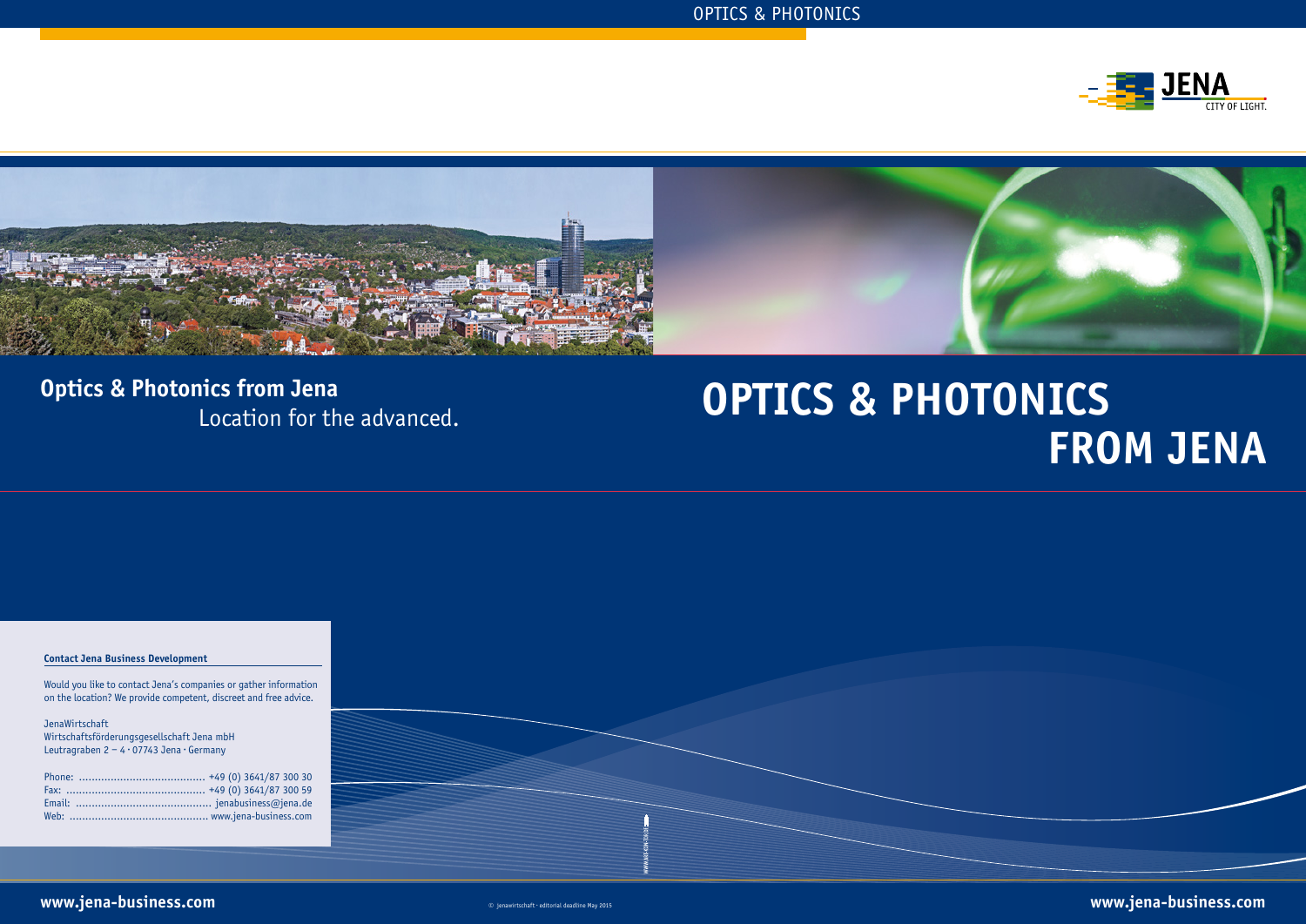JENA
CITY OF LIGHT.

## Optics & Photonics from Jena

Location for the advanced.

# OPTICS & PHOTONICS FROM JENA

**Contact Jena Business Development**

Would you like to contact Jena's companies or gather information on the location? We provide competent, discreet and free advice.

JenaWirtschaft
Wirtschaftsförderungsgesellschaft Jena mbH
Leutragraben 2 – 4 · 07743 Jena · Germany

Phone: ........................................ +49 (0) 3641/87 300 30
Fax: ........................................... +49 (0) 3641/87 300 59
Email: .......................................... jenabusiness@jena.de
Web: ........................................... www.jena-business.com

www.jena-business.com

© jenawirtschaft · editorial deadline May 2015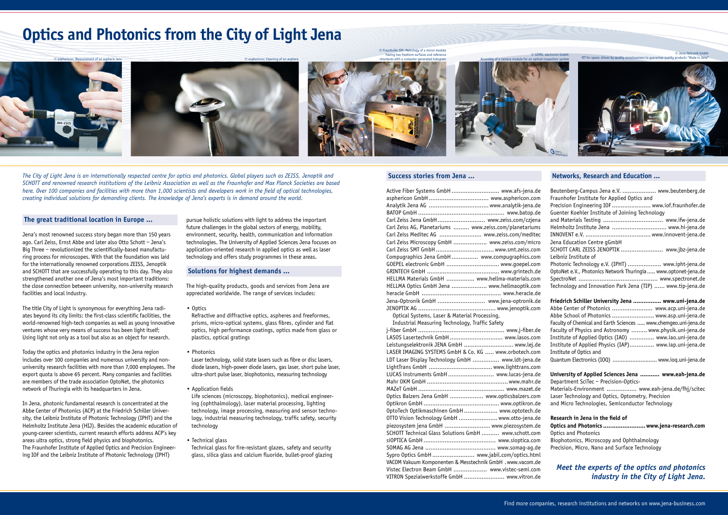# Optics and Photonics from the City of Light Jena

© asphericon: Measurement of an aspheric lens

© asphericon: Cleaning of an asphere

© Fraunhofer IOF: Metrology of a mirror module having two freeform surfaces and reference structures with a computer generated hologram

© GÖPEL electronic GmbH: Assembly of a camera module for an optical inspection system

© Jena-Optronik GmbH: FIT for space: driven by quality consciousness to guarantee quality products "Made in Jena"

*The City of Light Jena is an internationally respected centre for optics and photonics. Global players such as ZEISS, Jenoptik and SCHOTT and renowned research institutions of the Leibniz Association as well as the Fraunhofer and Max Planck Societies are based here. Over 100 companies and facilities with more than 1,000 scientists and developers work in the field of optical technologies, creating individual solutions for demanding clients. The knowledge of Jena's experts is in demand around the world.*

## The great traditional location in Europe ...

Jena's most renowned success story began more than 150 years ago. Carl Zeiss, Ernst Abbe and later also Otto Schott – Jena's Big Three – revolutionized the scientifically-based manufacturing process for microscopes. With that the foundation was laid for the internationally renowned corporations ZEISS, Jenoptik and SCHOTT that are successfully operating to this day. They also strengthened another one of Jena's most important traditions: the close connection between university, non-university research facilities and local industry.

The title City of Light is synonymous for everything Jena radiates beyond its city limits: the first-class scientific facilities, the world-renowned high-tech companies as well as young innovative ventures whose very means of success has been light itself; Using light not only as a tool but also as an object for research.

Today the optics and photonics industry in the Jena region includes over 100 companies and numerous university and non-university research facilities with more than 7,000 employees. The export quota is above 65 percent. Many companies and facilities are members of the trade association OptoNet, the photonics network of Thuringia with its headquarters in Jena.

In Jena, photonic fundamental research is concentrated at the Abbe Center of Photonics (ACP) at the Friedrich Schiller University, the Leibniz Institute of Photonic Technology (IPHT) and the Helmholtz Institute Jena (HIJ). Besides the academic education of young-career scientists, current research efforts address ACP's key areas ultra optics, strong field physics and biophotonics. The Fraunhofer Institute of Applied Optics and Precision Engineering IOF and the Leibniz Institute of Photonic Technology (IPHT) pursue holistic solutions with light to address the important future challenges in the global sectors of energy, mobility, environment, security, health, communication and information technologies. The University of Applied Sciences Jena focuses on application-oriented research in applied optics as well as laser technology and offers study programmes in these areas.

## Solutions for highest demands ...

The high-quality products, goods and services from Jena are appreciated worldwide. The range of services includes:

- Optics
  Refractive and diffractive optics, aspheres and freeforms, prisms, micro-optical systems, glass fibres, cylinder and flat optics, high performance coatings, optics made from glass or plastics, optical gratings
- Photonics
  Laser technology, solid state lasers such as fibre or disc lasers, diode lasers, high-power diode lasers, gas laser, short pulse laser, ultra-short pulse laser, biophotonics, measuring technology
- Application fields
  Life sciences (microscopy, biophotonics), medical engineering (ophthalmology), laser material processing, lighting technology, image processing, measuring and sensor technology, industrial measuring technology, traffic safety, security technology
- Technical glass
  Technical glass for fire-resistant glazes, safety and security glass, silica glass and calcium fluoride, bullet-proof glazing

## Success stories from Jena ...

| | |
|---|---|
| Active Fiber Systems GmbH | www.afs-jena.de |
| asphericon GmbH | www.asphericon.com |
| Analytik Jena AG | www.analytik-jena.de |
| BATOP GmbH | www.batop.de |
| Carl Zeiss Jena GmbH | www.zeiss.com/czjena |
| Carl Zeiss AG, Planetariums | www.zeiss.com/planetariums |
| Carl Zeiss Meditec AG | www.zeiss.com/meditec |
| Carl Zeiss Microscopy GmbH | www.zeiss.com/micro |
| Carl Zeiss SMT GmbH | www.smt.zeiss.com |
| Compugraphics Jena GmbH | www.compugraphics.com |
| GOEPEL electronic GmbH | www.goepel.com |
| GRINTECH GmbH | www.grintech.de |
| HELLMA Materials GmbH | www.hellma-materials.com |
| HELLMA Optics GmbH Jena | www.hellmaoptik.com |
| heracle GmbH | www.heracle.de |
| Jena-Optronik GmbH | www.jena-optronik.de |
| JENOPTIK AG (Optical Systems, Laser & Material Processing, Industrial Measuring Technology, Traffic Safety) | www.jenoptik.com |
| j-fiber GmbH | www.j-fiber.de |
| LASOS Lasertechnik GmbH | www.lasos.com |
| Leistungselektronik JENA GmbH | www.lej.de |
| LASER IMAGING SYSTEMS GmbH & Co. KG | www.orbotech.com |
| LDT Laser Display Technology GmbH | www.ldt-jena.de |
| LightTrans GmbH | www.lighttrans.com |
| LUCAS instruments GmbH | www.lucas-jena.de |
| Mahr OKM GmbH | www.mahr.de |
| MAZeT GmbH | www.mazet.de |
| Optics Balzers Jena GmbH | www.opticsbalzers.com |
| Optikron GmbH | www.optikron.de |
| OptoTech Optikmaschinen GmbH | www.optotech.de |
| OTTO Vision Technology GmbH | www.otto-jena.de |
| piezosystem jena GmbH | www.piezosystem.de |
| SCHOTT Technical Glass Solutions GmbH | www.schott.com |
| siOPTICA GmbH | www.sioptica.com |
| SOMAG AG Jena | www.somag-ag.de |
| Sypro Optics GmbH | www.jabil.com/optics.html |
| VACOM Vakuum Komponenten & Messtechnik GmbH | www.vacom.de |
| Vistec Electron Beam GmbH | www.vistec-semi.com |
| VITRON Spezialwerkstoffe GmbH | www.vitron.de |

## Networks, Research and Education ...

| | |
|---|---|
| Beutenberg-Campus Jena e.V. | www.beutenberg.de |
| Fraunhofer Institute for Applied Optics and Precision Engineering IOF | www.iof.fraunhofer.de |
| Guenter Koehler Institute of Joining Technology and Materials Testing | www.ifw-jena.de |
| Helmholtz Institute Jena | www.hi-jena.de |
| INNOVENT e.V. | www.innovent-jena.de |
| Jena Education Centre gGmbH SCHOTT CARL ZEISS JENOPTIK | www.jbz-jena.de |
| Leibniz Institute of Photonic Technology e.V. (IPHT) | www.ipht-jena.de |
| OptoNet e.V., Photonics Network Thuringia | www.optonet-jena.de |
| SpectroNet | www.spectronet.de |
| Technology and Innovation Park Jena (TIP) | www.tip-jena.de |

**Friedrich Schiller University Jena ... www.uni-jena.de**

| | |
|---|---|
| Abbe Center of Photonics | www.acp.uni-jena.de |
| Abbe School of Photonics | www.asp.uni-jena.de |
| Faculty of Chemical and Earth Sciences | www.chemgeo.uni-jena.de |
| Faculty of Physics and Astronomy | www.physik.uni-jena.de |
| Institute of Applied Optics (IAO) | www.iao.uni-jena.de |
| Institute of Applied Physics (IAP) | www.iap.uni-jena.de |
| Institute of Optics and Quantum Electronics (IOQ) | www.ioq.uni-jena.de |

**University of Applied Sciences Jena ... www.eah-jena.de**

Department SciTec – Precision-Optics-Materials-Environment ... www.eah-jena.de/fhj/scitec
Laser Technology and Optics, Optometry, Precision and Micro Technologies, Semiconductor Technology

**Research in Jena in the field of Optics and Photonics ... www.jena-research.com**

Optics and Photonics
Biophotonics, Microscopy and Ophthalmology
Precision, Micro, Nano and Surface Technology

***Meet the experts of the optics and photonics industry in the City of Light Jena.***

Find more companies, research institutions and networks on www.jena-business.com